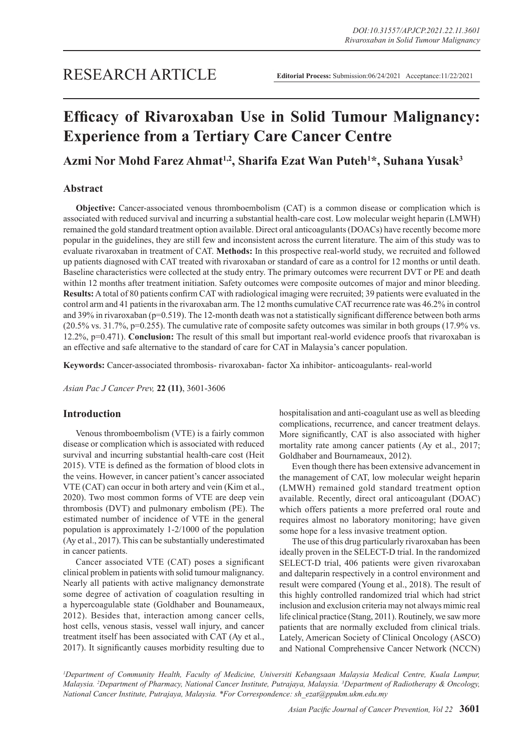RESEARCH ARTICLE

**Editorial Process:** Submission:06/24/2021 Acceptance:11/22/2021

# Efficacy of Rivaroxaban Use in Solid Tumour Malignancy: Experience from a Tertiary Care Cancer Centre

**Azmi Nor Mohd Farez Ahmat[1,2], Sharifa Ezat Wan Puteh[1*], Suhana Yusak[3]**

## Abstract

**Objective:** Cancer-associated venous thromboembolism (CAT) is a common disease or complication which is associated with reduced survival and incurring a substantial health-care cost. Low molecular weight heparin (LMWH) remained the gold standard treatment option available. Direct oral anticoagulants (DOACs) have recently become more popular in the guidelines, they are still few and inconsistent across the current literature. The aim of this study was to evaluate rivaroxaban in treatment of CAT. **Methods:** In this prospective real-world study, we recruited and followed up patients diagnosed with CAT treated with rivaroxaban or standard of care as a control for 12 months or until death. Baseline characteristics were collected at the study entry. The primary outcomes were recurrent DVT or PE and death within 12 months after treatment initiation. Safety outcomes were composite outcomes of major and minor bleeding. **Results:** A total of 80 patients confirm CAT with radiological imaging were recruited; 39 patients were evaluated in the control arm and 41 patients in the rivaroxaban arm. The 12 months cumulative CAT recurrence rate was 46.2% in control and 39% in rivaroxaban (p=0.519). The 12-month death was not a statistically significant difference between both arms (20.5% vs. 31.7%, p=0.255). The cumulative rate of composite safety outcomes was similar in both groups (17.9% vs. 12.2%, p=0.471). **Conclusion:** The result of this small but important real-world evidence proofs that rivaroxaban is an effective and safe alternative to the standard of care for CAT in Malaysia's cancer population.

**Keywords:** Cancer-associated thrombosis- rivaroxaban- factor Xa inhibitor- anticoagulants- real-world

*Asian Pac J Cancer Prev,* **22 (11)**, 3601-3606

## Introduction

Venous thromboembolism (VTE) is a fairly common disease or complication which is associated with reduced survival and incurring substantial health-care cost (Heit 2015). VTE is defined as the formation of blood clots in the veins. However, in cancer patient's cancer associated VTE (CAT) can occur in both artery and vein (Kim et al., 2020). Two most common forms of VTE are deep vein thrombosis (DVT) and pulmonary embolism (PE). The estimated number of incidence of VTE in the general population is approximately 1-2/1000 of the population (Ay et al., 2017). This can be substantially underestimated in cancer patients.

Cancer associated VTE (CAT) poses a significant clinical problem in patients with solid tumour malignancy. Nearly all patients with active malignancy demonstrate some degree of activation of coagulation resulting in a hypercoagulable state (Goldhaber and Bounameaux, 2012). Besides that, interaction among cancer cells, host cells, venous stasis, vessel wall injury, and cancer treatment itself has been associated with CAT (Ay et al., 2017). It significantly causes morbidity resulting due to hospitalisation and anti-coagulant use as well as bleeding complications, recurrence, and cancer treatment delays. More significantly, CAT is also associated with higher mortality rate among cancer patients (Ay et al., 2017; Goldhaber and Bournameaux, 2012).

Even though there has been extensive advancement in the management of CAT, low molecular weight heparin (LMWH) remained gold standard treatment option available. Recently, direct oral anticoagulant (DOAC) which offers patients a more preferred oral route and requires almost no laboratory monitoring; have given some hope for a less invasive treatment option.

The use of this drug particularly rivaroxaban has been ideally proven in the SELECT-D trial. In the randomized SELECT-D trial, 406 patients were given rivaroxaban and dalteparin respectively in a control environment and result were compared (Young et al., 2018). The result of this highly controlled randomized trial which had strict inclusion and exclusion criteria may not always mimic real life clinical practice (Stang, 2011). Routinely, we saw more patients that are normally excluded from clinical trials. Lately, American Society of Clinical Oncology (ASCO) and National Comprehensive Cancer Network (NCCN)

[1]Department of Community Health, Faculty of Medicine, Universiti Kebangsaan Malaysia Medical Centre, Kuala Lumpur, Malaysia. [2]Department of Pharmacy, National Cancer Institute, Putrajaya, Malaysia. [3]Department of Radiotherapy & Oncology, National Cancer Institute, Putrajaya, Malaysia. *For Correspondence: sh_ezat@ppukm.edu.my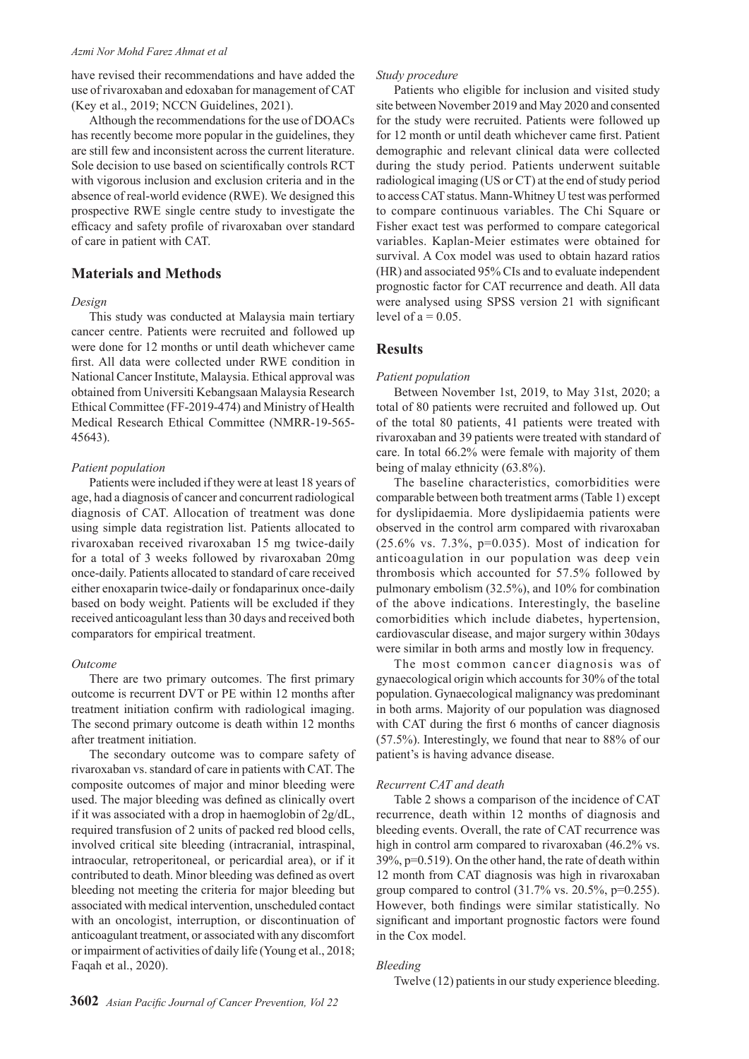have revised their recommendations and have added the use of rivaroxaban and edoxaban for management of CAT (Key et al., 2019; NCCN Guidelines, 2021).

Although the recommendations for the use of DOACs has recently become more popular in the guidelines, they are still few and inconsistent across the current literature. Sole decision to use based on scientifically controls RCT with vigorous inclusion and exclusion criteria and in the absence of real-world evidence (RWE). We designed this prospective RWE single centre study to investigate the efficacy and safety profile of rivaroxaban over standard of care in patient with CAT.

## Materials and Methods

### *Design*

This study was conducted at Malaysia main tertiary cancer centre. Patients were recruited and followed up were done for 12 months or until death whichever came first. All data were collected under RWE condition in National Cancer Institute, Malaysia. Ethical approval was obtained from Universiti Kebangsaan Malaysia Research Ethical Committee (FF-2019-474) and Ministry of Health Medical Research Ethical Committee (NMRR-19-565-45643).

### *Patient population*

Patients were included if they were at least 18 years of age, had a diagnosis of cancer and concurrent radiological diagnosis of CAT. Allocation of treatment was done using simple data registration list. Patients allocated to rivaroxaban received rivaroxaban 15 mg twice-daily for a total of 3 weeks followed by rivaroxaban 20mg once-daily. Patients allocated to standard of care received either enoxaparin twice-daily or fondaparinux once-daily based on body weight. Patients will be excluded if they received anticoagulant less than 30 days and received both comparators for empirical treatment.

### *Outcome*

There are two primary outcomes. The first primary outcome is recurrent DVT or PE within 12 months after treatment initiation confirm with radiological imaging. The second primary outcome is death within 12 months after treatment initiation.

The secondary outcome was to compare safety of rivaroxaban vs. standard of care in patients with CAT. The composite outcomes of major and minor bleeding were used. The major bleeding was defined as clinically overt if it was associated with a drop in haemoglobin of 2g/dL, required transfusion of 2 units of packed red blood cells, involved critical site bleeding (intracranial, intraspinal, intraocular, retroperitoneal, or pericardial area), or if it contributed to death. Minor bleeding was defined as overt bleeding not meeting the criteria for major bleeding but associated with medical intervention, unscheduled contact with an oncologist, interruption, or discontinuation of anticoagulant treatment, or associated with any discomfort or impairment of activities of daily life (Young et al., 2018; Faqah et al., 2020).

### *Study procedure*

Patients who eligible for inclusion and visited study site between November 2019 and May 2020 and consented for the study were recruited. Patients were followed up for 12 month or until death whichever came first. Patient demographic and relevant clinical data were collected during the study period. Patients underwent suitable radiological imaging (US or CT) at the end of study period to access CAT status. Mann-Whitney U test was performed to compare continuous variables. The Chi Square or Fisher exact test was performed to compare categorical variables. Kaplan-Meier estimates were obtained for survival. A Cox model was used to obtain hazard ratios (HR) and associated 95% CIs and to evaluate independent prognostic factor for CAT recurrence and death. All data were analysed using SPSS version 21 with significant level of $a = 0.05$.

## Results

### *Patient population*

Between November 1st, 2019, to May 31st, 2020; a total of 80 patients were recruited and followed up. Out of the total 80 patients, 41 patients were treated with rivaroxaban and 39 patients were treated with standard of care. In total 66.2% were female with majority of them being of malay ethnicity (63.8%).

The baseline characteristics, comorbidities were comparable between both treatment arms (Table 1) except for dyslipidaemia. More dyslipidaemia patients were observed in the control arm compared with rivaroxaban (25.6% vs. 7.3%, p=0.035). Most of indication for anticoagulation in our population was deep vein thrombosis which accounted for 57.5% followed by pulmonary embolism (32.5%), and 10% for combination of the above indications. Interestingly, the baseline comorbidities which include diabetes, hypertension, cardiovascular disease, and major surgery within 30days were similar in both arms and mostly low in frequency.

The most common cancer diagnosis was of gynaecological origin which accounts for 30% of the total population. Gynaecological malignancy was predominant in both arms. Majority of our population was diagnosed with CAT during the first 6 months of cancer diagnosis (57.5%). Interestingly, we found that near to 88% of our patient's is having advance disease.

### *Recurrent CAT and death*

Table 2 shows a comparison of the incidence of CAT recurrence, death within 12 months of diagnosis and bleeding events. Overall, the rate of CAT recurrence was high in control arm compared to rivaroxaban (46.2% vs. 39%, p=0.519). On the other hand, the rate of death within 12 month from CAT diagnosis was high in rivaroxaban group compared to control (31.7% vs. 20.5%, p=0.255). However, both findings were similar statistically. No significant and important prognostic factors were found in the Cox model.

### *Bleeding*

Twelve (12) patients in our study experience bleeding.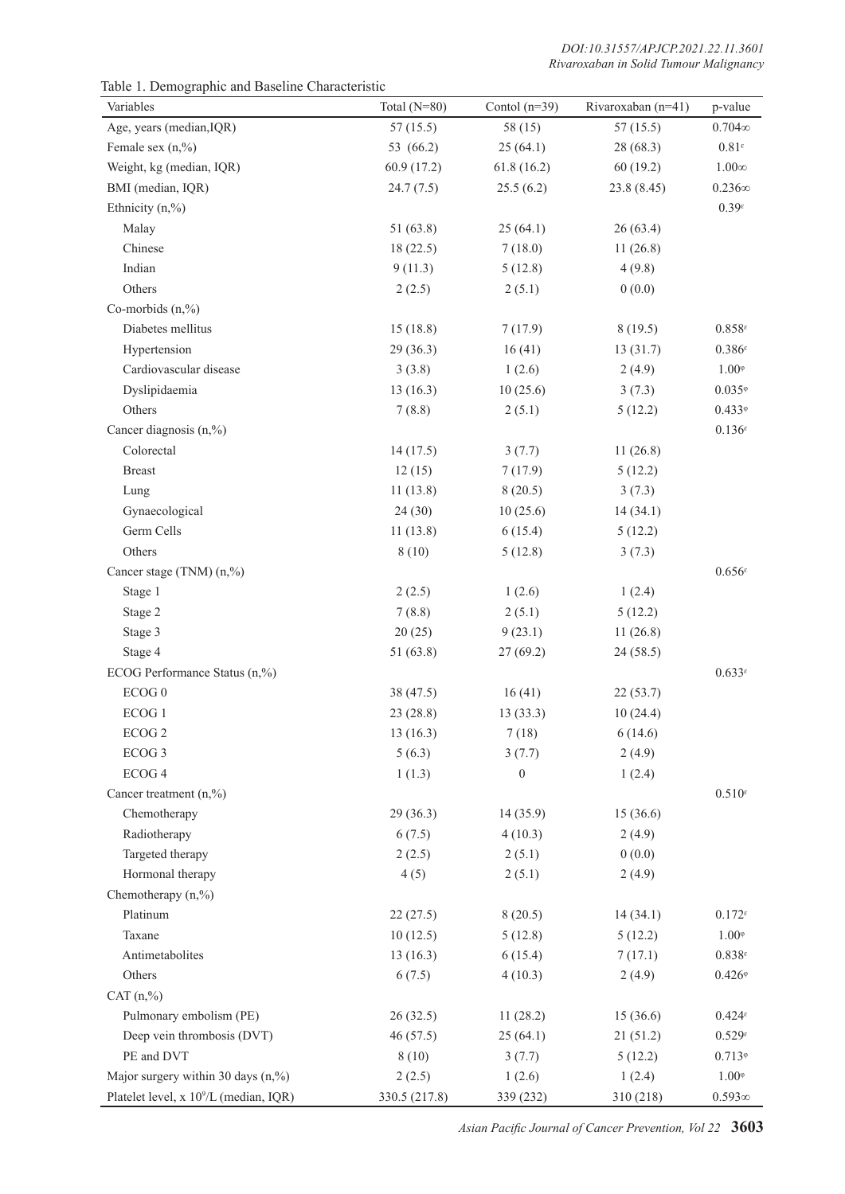Table 1. Demographic and Baseline Characteristic

| Variables | Total (N=80) | Contol (n=39) | Rivaroxaban (n=41) | p-value |
|---|---|---|---|---|
| Age, years (median,IQR) | 57 (15.5) | 58 (15) | 57 (15.5) | 0.704∞ |
| Female sex (n,%) | 53 (66.2) | 25 (64.1) | 28 (68.3) | 0.81ᵋ |
| Weight, kg (median, IQR) | 60.9 (17.2) | 61.8 (16.2) | 60 (19.2) | 1.00∞ |
| BMI (median, IQR) | 24.7 (7.5) | 25.5 (6.2) | 23.8 (8.45) | 0.236∞ |
| Ethnicity (n,%) | | | | 0.39ᵋ |
| Malay | 51 (63.8) | 25 (64.1) | 26 (63.4) | |
| Chinese | 18 (22.5) | 7 (18.0) | 11 (26.8) | |
| Indian | 9 (11.3) | 5 (12.8) | 4 (9.8) | |
| Others | 2 (2.5) | 2 (5.1) | 0 (0.0) | |
| Co-morbids (n,%) | | | | |
| Diabetes mellitus | 15 (18.8) | 7 (17.9) | 8 (19.5) | 0.858ᵋ |
| Hypertension | 29 (36.3) | 16 (41) | 13 (31.7) | 0.386ᵋ |
| Cardiovascular disease | 3 (3.8) | 1 (2.6) | 2 (4.9) | 1.00ᵠ |
| Dyslipidaemia | 13 (16.3) | 10 (25.6) | 3 (7.3) | 0.035ᵠ |
| Others | 7 (8.8) | 2 (5.1) | 5 (12.2) | 0.433ᵠ |
| Cancer diagnosis (n,%) | | | | 0.136ᵋ |
| Colorectal | 14 (17.5) | 3 (7.7) | 11 (26.8) | |
| Breast | 12 (15) | 7 (17.9) | 5 (12.2) | |
| Lung | 11 (13.8) | 8 (20.5) | 3 (7.3) | |
| Gynaecological | 24 (30) | 10 (25.6) | 14 (34.1) | |
| Germ Cells | 11 (13.8) | 6 (15.4) | 5 (12.2) | |
| Others | 8 (10) | 5 (12.8) | 3 (7.3) | |
| Cancer stage (TNM) (n,%) | | | | 0.656ᵋ |
| Stage 1 | 2 (2.5) | 1 (2.6) | 1 (2.4) | |
| Stage 2 | 7 (8.8) | 2 (5.1) | 5 (12.2) | |
| Stage 3 | 20 (25) | 9 (23.1) | 11 (26.8) | |
| Stage 4 | 51 (63.8) | 27 (69.2) | 24 (58.5) | |
| ECOG Performance Status (n,%) | | | | 0.633ᵋ |
| ECOG 0 | 38 (47.5) | 16 (41) | 22 (53.7) | |
| ECOG 1 | 23 (28.8) | 13 (33.3) | 10 (24.4) | |
| ECOG 2 | 13 (16.3) | 7 (18) | 6 (14.6) | |
| ECOG 3 | 5 (6.3) | 3 (7.7) | 2 (4.9) | |
| ECOG 4 | 1 (1.3) | 0 | 1 (2.4) | |
| Cancer treatment (n,%) | | | | 0.510ᵋ |
| Chemotherapy | 29 (36.3) | 14 (35.9) | 15 (36.6) | |
| Radiotherapy | 6 (7.5) | 4 (10.3) | 2 (4.9) | |
| Targeted therapy | 2 (2.5) | 2 (5.1) | 0 (0.0) | |
| Hormonal therapy | 4 (5) | 2 (5.1) | 2 (4.9) | |
| Chemotherapy (n,%) | | | | |
| Platinum | 22 (27.5) | 8 (20.5) | 14 (34.1) | 0.172ᵋ |
| Taxane | 10 (12.5) | 5 (12.8) | 5 (12.2) | 1.00ᵠ |
| Antimetabolites | 13 (16.3) | 6 (15.4) | 7 (17.1) | 0.838ᵋ |
| Others | 6 (7.5) | 4 (10.3) | 2 (4.9) | 0.426ᵠ |
| CAT (n,%) | | | | |
| Pulmonary embolism (PE) | 26 (32.5) | 11 (28.2) | 15 (36.6) | 0.424ᵋ |
| Deep vein thrombosis (DVT) | 46 (57.5) | 25 (64.1) | 21 (51.2) | 0.529ᵋ |
| PE and DVT | 8 (10) | 3 (7.7) | 5 (12.2) | 0.713ᵠ |
| Major surgery within 30 days (n,%) | 2 (2.5) | 1 (2.6) | 1 (2.4) | 1.00ᵠ |
| Platelet level, x $10^9$/L (median, IQR) | 330.5 (217.8) | 339 (232) | 310 (218) | 0.593∞ |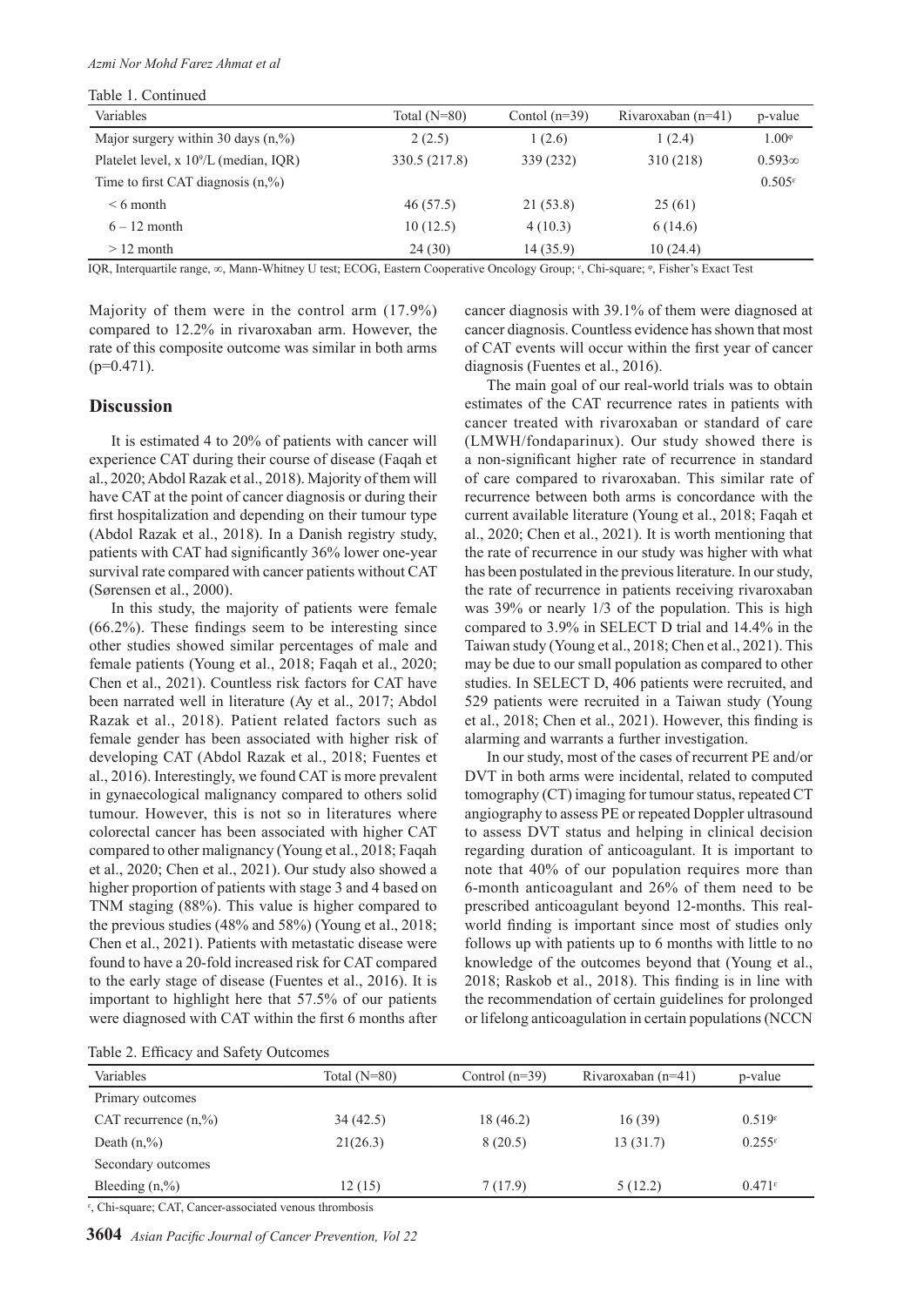Table 1. Continued

| Variables | Total (N=80) | Contol (n=39) | Rivaroxaban (n=41) | p-value |
|---|---|---|---|---|
| Major surgery within 30 days (n,%) | 2 (2.5) | 1 (2.6) | 1 (2.4) | 1.00[φ] |
| Platelet level, x $10^9$/L (median, IQR) | 330.5 (217.8) | 339 (232) | 310 (218) | 0.593∞ |
| Time to first CAT diagnosis (n,%) | | | | 0.505[ε] |
| < 6 month | 46 (57.5) | 21 (53.8) | 25 (61) | |
| 6 – 12 month | 10 (12.5) | 4 (10.3) | 6 (14.6) | |
| > 12 month | 24 (30) | 14 (35.9) | 10 (24.4) | |

IQR, Interquartile range, ∞, Mann-Whitney U test; ECOG, Eastern Cooperative Oncology Group; [ε], Chi-square; [φ], Fisher's Exact Test

Majority of them were in the control arm (17.9%) compared to 12.2% in rivaroxaban arm. However, the rate of this composite outcome was similar in both arms (p=0.471).

## Discussion

It is estimated 4 to 20% of patients with cancer will experience CAT during their course of disease (Faqah et al., 2020; Abdol Razak et al., 2018). Majority of them will have CAT at the point of cancer diagnosis or during their first hospitalization and depending on their tumour type (Abdol Razak et al., 2018). In a Danish registry study, patients with CAT had significantly 36% lower one-year survival rate compared with cancer patients without CAT (Sørensen et al., 2000).

In this study, the majority of patients were female (66.2%). These findings seem to be interesting since other studies showed similar percentages of male and female patients (Young et al., 2018; Faqah et al., 2020; Chen et al., 2021). Countless risk factors for CAT have been narrated well in literature (Ay et al., 2017; Abdol Razak et al., 2018). Patient related factors such as female gender has been associated with higher risk of developing CAT (Abdol Razak et al., 2018; Fuentes et al., 2016). Interestingly, we found CAT is more prevalent in gynaecological malignancy compared to others solid tumour. However, this is not so in literatures where colorectal cancer has been associated with higher CAT compared to other malignancy (Young et al., 2018; Faqah et al., 2020; Chen et al., 2021). Our study also showed a higher proportion of patients with stage 3 and 4 based on TNM staging (88%). This value is higher compared to the previous studies (48% and 58%) (Young et al., 2018; Chen et al., 2021). Patients with metastatic disease were found to have a 20-fold increased risk for CAT compared to the early stage of disease (Fuentes et al., 2016). It is important to highlight here that 57.5% of our patients were diagnosed with CAT within the first 6 months after cancer diagnosis with 39.1% of them were diagnosed at cancer diagnosis. Countless evidence has shown that most of CAT events will occur within the first year of cancer diagnosis (Fuentes et al., 2016).

The main goal of our real-world trials was to obtain estimates of the CAT recurrence rates in patients with cancer treated with rivaroxaban or standard of care (LMWH/fondaparinux). Our study showed there is a non-significant higher rate of recurrence in standard of care compared to rivaroxaban. This similar rate of recurrence between both arms is concordance with the current available literature (Young et al., 2018; Faqah et al., 2020; Chen et al., 2021). It is worth mentioning that the rate of recurrence in our study was higher with what has been postulated in the previous literature. In our study, the rate of recurrence in patients receiving rivaroxaban was 39% or nearly 1/3 of the population. This is high compared to 3.9% in SELECT D trial and 14.4% in the Taiwan study (Young et al., 2018; Chen et al., 2021). This may be due to our small population as compared to other studies. In SELECT D, 406 patients were recruited, and 529 patients were recruited in a Taiwan study (Young et al., 2018; Chen et al., 2021). However, this finding is alarming and warrants a further investigation.

In our study, most of the cases of recurrent PE and/or DVT in both arms were incidental, related to computed tomography (CT) imaging for tumour status, repeated CT angiography to assess PE or repeated Doppler ultrasound to assess DVT status and helping in clinical decision regarding duration of anticoagulant. It is important to note that 40% of our population requires more than 6-month anticoagulant and 26% of them need to be prescribed anticoagulant beyond 12-months. This real-world finding is important since most of studies only follows up with patients up to 6 months with little to no knowledge of the outcomes beyond that (Young et al., 2018; Raskob et al., 2018). This finding is in line with the recommendation of certain guidelines for prolonged or lifelong anticoagulation in certain populations (NCCN

Table 2. Efficacy and Safety Outcomes

| Variables | Total (N=80) | Control (n=39) | Rivaroxaban (n=41) | p-value |
|---|---|---|---|---|
| Primary outcomes | | | | |
| CAT recurrence (n,%) | 34 (42.5) | 18 (46.2) | 16 (39) | 0.519[ε] |
| Death (n,%) | 21(26.3) | 8 (20.5) | 13 (31.7) | 0.255[ε] |
| Secondary outcomes | | | | |
| Bleeding (n,%) | 12 (15) | 7 (17.9) | 5 (12.2) | 0.471[ε] |

[ε], Chi-square; CAT, Cancer-associated venous thrombosis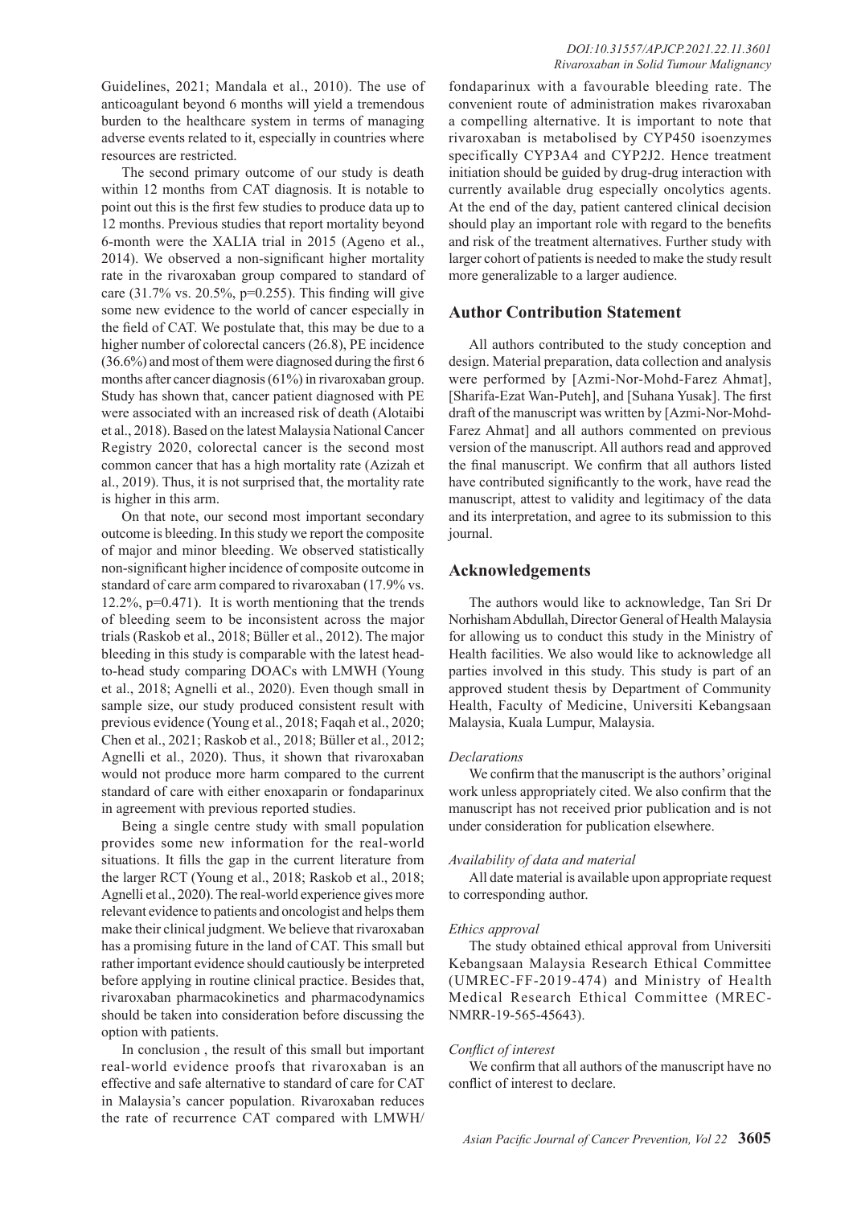Guidelines, 2021; Mandala et al., 2010). The use of anticoagulant beyond 6 months will yield a tremendous burden to the healthcare system in terms of managing adverse events related to it, especially in countries where resources are restricted.

The second primary outcome of our study is death within 12 months from CAT diagnosis. It is notable to point out this is the first few studies to produce data up to 12 months. Previous studies that report mortality beyond 6-month were the XALIA trial in 2015 (Ageno et al., 2014). We observed a non-significant higher mortality rate in the rivaroxaban group compared to standard of care (31.7% vs. 20.5%, p=0.255). This finding will give some new evidence to the world of cancer especially in the field of CAT. We postulate that, this may be due to a higher number of colorectal cancers (26.8), PE incidence (36.6%) and most of them were diagnosed during the first 6 months after cancer diagnosis (61%) in rivaroxaban group. Study has shown that, cancer patient diagnosed with PE were associated with an increased risk of death (Alotaibi et al., 2018). Based on the latest Malaysia National Cancer Registry 2020, colorectal cancer is the second most common cancer that has a high mortality rate (Azizah et al., 2019). Thus, it is not surprised that, the mortality rate is higher in this arm.

On that note, our second most important secondary outcome is bleeding. In this study we report the composite of major and minor bleeding. We observed statistically non-significant higher incidence of composite outcome in standard of care arm compared to rivaroxaban (17.9% vs. 12.2%, p=0.471). It is worth mentioning that the trends of bleeding seem to be inconsistent across the major trials (Raskob et al., 2018; Büller et al., 2012). The major bleeding in this study is comparable with the latest head-to-head study comparing DOACs with LMWH (Young et al., 2018; Agnelli et al., 2020). Even though small in sample size, our study produced consistent result with previous evidence (Young et al., 2018; Faqah et al., 2020; Chen et al., 2021; Raskob et al., 2018; Büller et al., 2012; Agnelli et al., 2020). Thus, it shown that rivaroxaban would not produce more harm compared to the current standard of care with either enoxaparin or fondaparinux in agreement with previous reported studies.

Being a single centre study with small population provides some new information for the real-world situations. It fills the gap in the current literature from the larger RCT (Young et al., 2018; Raskob et al., 2018; Agnelli et al., 2020). The real-world experience gives more relevant evidence to patients and oncologist and helps them make their clinical judgment. We believe that rivaroxaban has a promising future in the land of CAT. This small but rather important evidence should cautiously be interpreted before applying in routine clinical practice. Besides that, rivaroxaban pharmacokinetics and pharmacodynamics should be taken into consideration before discussing the option with patients.

In conclusion , the result of this small but important real-world evidence proofs that rivaroxaban is an effective and safe alternative to standard of care for CAT in Malaysia's cancer population. Rivaroxaban reduces the rate of recurrence CAT compared with LMWH/ fondaparinux with a favourable bleeding rate. The convenient route of administration makes rivaroxaban a compelling alternative. It is important to note that rivaroxaban is metabolised by CYP450 isoenzymes specifically CYP3A4 and CYP2J2. Hence treatment initiation should be guided by drug-drug interaction with currently available drug especially oncolytics agents. At the end of the day, patient cantered clinical decision should play an important role with regard to the benefits and risk of the treatment alternatives. Further study with larger cohort of patients is needed to make the study result more generalizable to a larger audience.

## Author Contribution Statement

All authors contributed to the study conception and design. Material preparation, data collection and analysis were performed by [Azmi-Nor-Mohd-Farez Ahmat], [Sharifa-Ezat Wan-Puteh], and [Suhana Yusak]. The first draft of the manuscript was written by [Azmi-Nor-Mohd-Farez Ahmat] and all authors commented on previous version of the manuscript. All authors read and approved the final manuscript. We confirm that all authors listed have contributed significantly to the work, have read the manuscript, attest to validity and legitimacy of the data and its interpretation, and agree to its submission to this journal.

## Acknowledgements

The authors would like to acknowledge, Tan Sri Dr Norhisham Abdullah, Director General of Health Malaysia for allowing us to conduct this study in the Ministry of Health facilities. We also would like to acknowledge all parties involved in this study. This study is part of an approved student thesis by Department of Community Health, Faculty of Medicine, Universiti Kebangsaan Malaysia, Kuala Lumpur, Malaysia.

*Declarations*

We confirm that the manuscript is the authors' original work unless appropriately cited. We also confirm that the manuscript has not received prior publication and is not under consideration for publication elsewhere.

*Availability of data and material*

All date material is available upon appropriate request to corresponding author.

*Ethics approval*

The study obtained ethical approval from Universiti Kebangsaan Malaysia Research Ethical Committee (UMREC-FF-2019-474) and Ministry of Health Medical Research Ethical Committee (MREC-NMRR-19-565-45643).

*Conflict of interest*

We confirm that all authors of the manuscript have no conflict of interest to declare.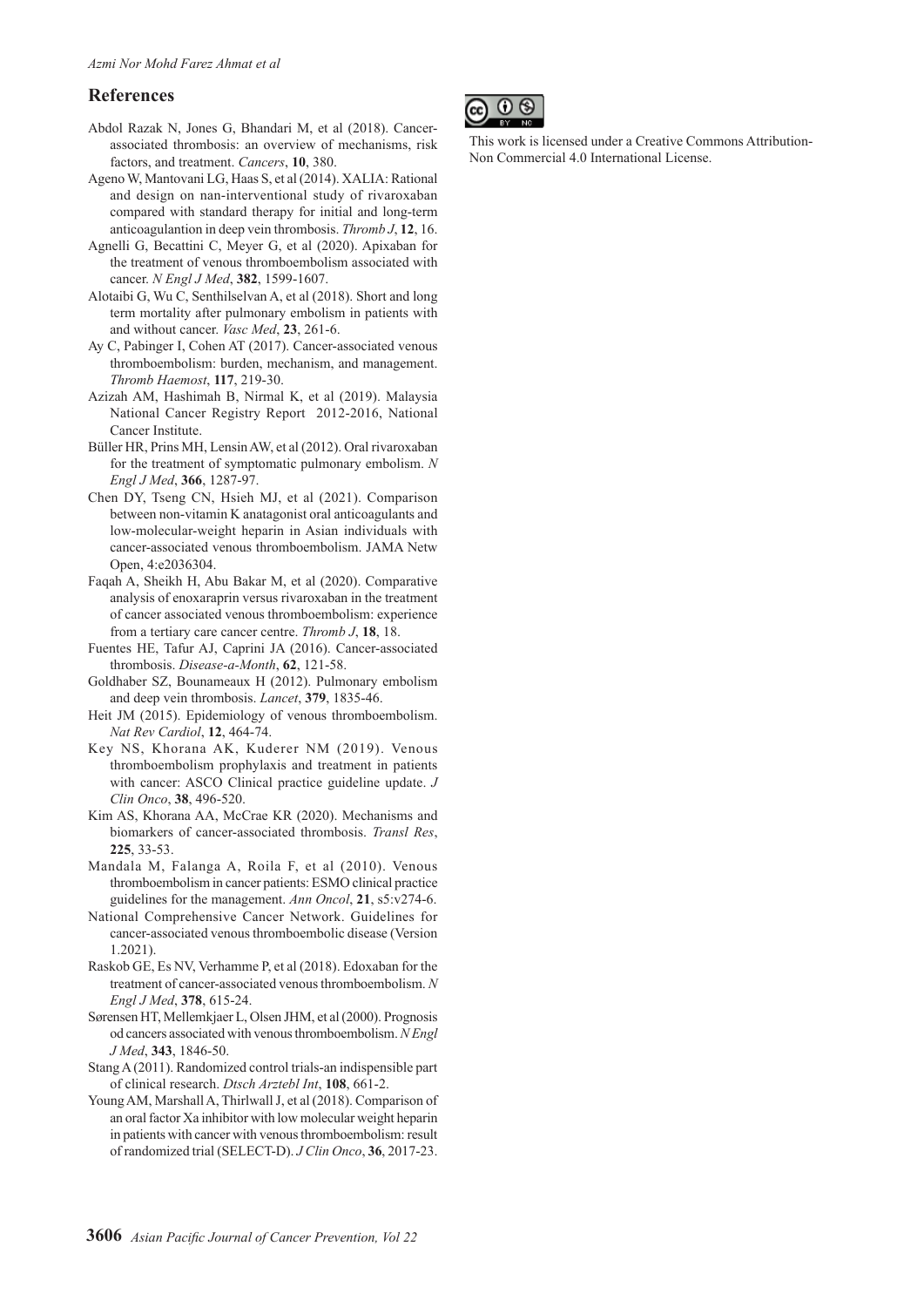## References

Abdol Razak N, Jones G, Bhandari M, et al (2018). Cancer-associated thrombosis: an overview of mechanisms, risk factors, and treatment. *Cancers*, **10**, 380.

Ageno W, Mantovani LG, Haas S, et al (2014). XALIA: Rational and design on nan-interventional study of rivaroxaban compared with standard therapy for initial and long-term anticoagulantion in deep vein thrombosis. *Thromb J*, **12**, 16.

Agnelli G, Becattini C, Meyer G, et al (2020). Apixaban for the treatment of venous thromboembolism associated with cancer. *N Engl J Med*, **382**, 1599-1607.

Alotaibi G, Wu C, Senthilselvan A, et al (2018). Short and long term mortality after pulmonary embolism in patients with and without cancer. *Vasc Med*, **23**, 261-6.

Ay C, Pabinger I, Cohen AT (2017). Cancer-associated venous thromboembolism: burden, mechanism, and management. *Thromb Haemost*, **117**, 219-30.

Azizah AM, Hashimah B, Nirmal K, et al (2019). Malaysia National Cancer Registry Report 2012-2016, National Cancer Institute.

Büller HR, Prins MH, Lensin AW, et al (2012). Oral rivaroxaban for the treatment of symptomatic pulmonary embolism. *N Engl J Med*, **366**, 1287-97.

Chen DY, Tseng CN, Hsieh MJ, et al (2021). Comparison between non-vitamin K anatagonist oral anticoagulants and low-molecular-weight heparin in Asian individuals with cancer-associated venous thromboembolism. JAMA Netw Open, 4:e2036304.

Faqah A, Sheikh H, Abu Bakar M, et al (2020). Comparative analysis of enoxaraprin versus rivaroxaban in the treatment of cancer associated venous thromboembolism: experience from a tertiary care cancer centre. *Thromb J*, **18**, 18.

Fuentes HE, Tafur AJ, Caprini JA (2016). Cancer-associated thrombosis. *Disease-a-Month*, **62**, 121-58.

Goldhaber SZ, Bounameaux H (2012). Pulmonary embolism and deep vein thrombosis. *Lancet*, **379**, 1835-46.

Heit JM (2015). Epidemiology of venous thromboembolism. *Nat Rev Cardiol*, **12**, 464-74.

Key NS, Khorana AK, Kuderer NM (2019). Venous thromboembolism prophylaxis and treatment in patients with cancer: ASCO Clinical practice guideline update. *J Clin Onco*, **38**, 496-520.

Kim AS, Khorana AA, McCrae KR (2020). Mechanisms and biomarkers of cancer-associated thrombosis. *Transl Res*, **225**, 33-53.

Mandala M, Falanga A, Roila F, et al (2010). Venous thromboembolism in cancer patients: ESMO clinical practice guidelines for the management. *Ann Oncol*, **21**, s5:v274-6.

National Comprehensive Cancer Network. Guidelines for cancer-associated venous thromboembolic disease (Version 1.2021).

Raskob GE, Es NV, Verhamme P, et al (2018). Edoxaban for the treatment of cancer-associated venous thromboembolism. *N Engl J Med*, **378**, 615-24.

Sørensen HT, Mellemkjaer L, Olsen JHM, et al (2000). Prognosis od cancers associated with venous thromboembolism. *N Engl J Med*, **343**, 1846-50.

Stang A (2011). Randomized control trials-an indispensible part of clinical research. *Dtsch Arztebl Int*, **108**, 661-2.

Young AM, Marshall A, Thirlwall J, et al (2018). Comparison of an oral factor Xa inhibitor with low molecular weight heparin in patients with cancer with venous thromboembolism: result of randomized trial (SELECT-D). *J Clin Onco*, **36**, 2017-23.

This work is licensed under a Creative Commons Attribution-Non Commercial 4.0 International License.